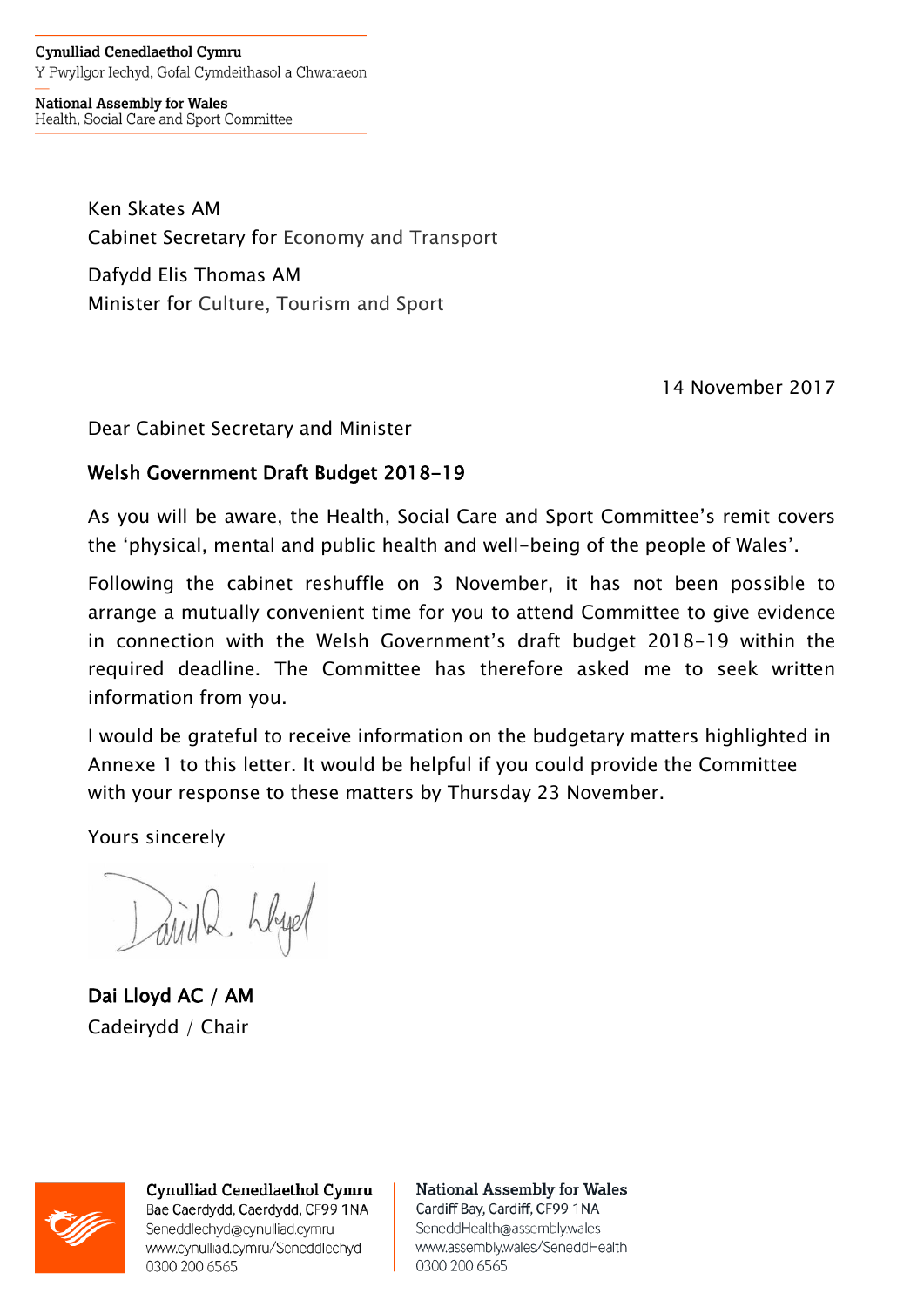**Cynulliad Cenedlaethol Cymru**
Y Pwyllgor Iechyd, Gofal Cymdeithasol a Chwaraeon

**National Assembly for Wales**
Health, Social Care and Sport Committee

Ken Skates AM
Cabinet Secretary for Economy and Transport

Dafydd Elis Thomas AM
Minister for Culture, Tourism and Sport

14 November 2017

Dear Cabinet Secretary and Minister

**Welsh Government Draft Budget 2018-19**

As you will be aware, the Health, Social Care and Sport Committee's remit covers the 'physical, mental and public health and well-being of the people of Wales'.

Following the cabinet reshuffle on 3 November, it has not been possible to arrange a mutually convenient time for you to attend Committee to give evidence in connection with the Welsh Government's draft budget 2018-19 within the required deadline. The Committee has therefore asked me to seek written information from you.

I would be grateful to receive information on the budgetary matters highlighted in Annexe 1 to this letter. It would be helpful if you could provide the Committee with your response to these matters by Thursday 23 November.

Yours sincerely

**Dai Lloyd AC / AM**
Cadeirydd / Chair

**Cynulliad Cenedlaethol Cymru**
Bae Caerdydd, Caerdydd, CF99 1NA
Seneddlechyd@cynulliad.cymru
www.cynulliad.cymru/Seneddlechyd
0300 200 6565

**National Assembly for Wales**
Cardiff Bay, Cardiff, CF99 1NA
SeneddHealth@assembly.wales
www.assembly.wales/SeneddHealth
0300 200 6565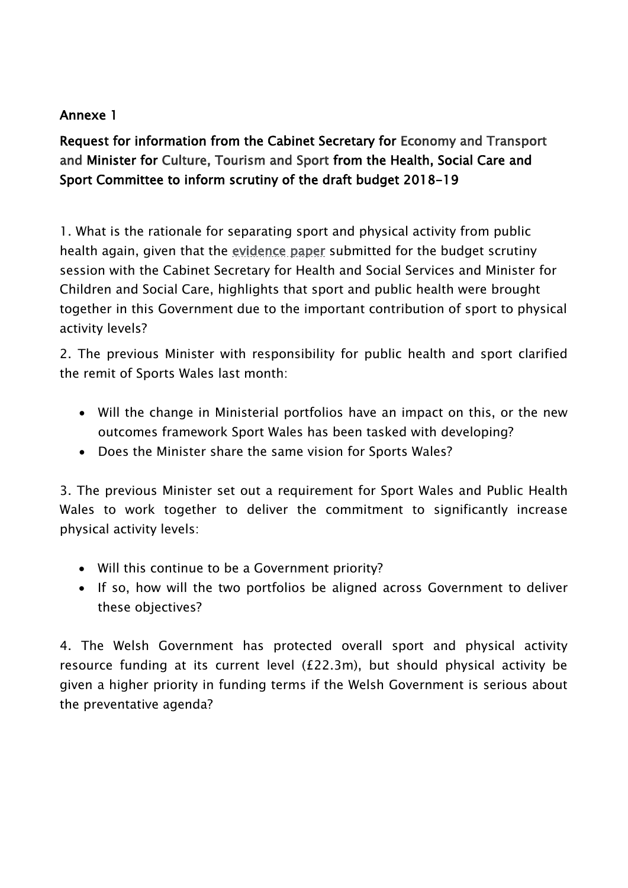**Annexe 1**

**Request for information from the Cabinet Secretary for Economy and Transport and Minister for Culture, Tourism and Sport from the Health, Social Care and Sport Committee to inform scrutiny of the draft budget 2018-19**

1. What is the rationale for separating sport and physical activity from public health again, given that the evidence paper submitted for the budget scrutiny session with the Cabinet Secretary for Health and Social Services and Minister for Children and Social Care, highlights that sport and public health were brought together in this Government due to the important contribution of sport to physical activity levels?

2. The previous Minister with responsibility for public health and sport clarified the remit of Sports Wales last month:

- Will the change in Ministerial portfolios have an impact on this, or the new outcomes framework Sport Wales has been tasked with developing?
- Does the Minister share the same vision for Sports Wales?

3. The previous Minister set out a requirement for Sport Wales and Public Health Wales to work together to deliver the commitment to significantly increase physical activity levels:

- Will this continue to be a Government priority?
- If so, how will the two portfolios be aligned across Government to deliver these objectives?

4. The Welsh Government has protected overall sport and physical activity resource funding at its current level (£22.3m), but should physical activity be given a higher priority in funding terms if the Welsh Government is serious about the preventative agenda?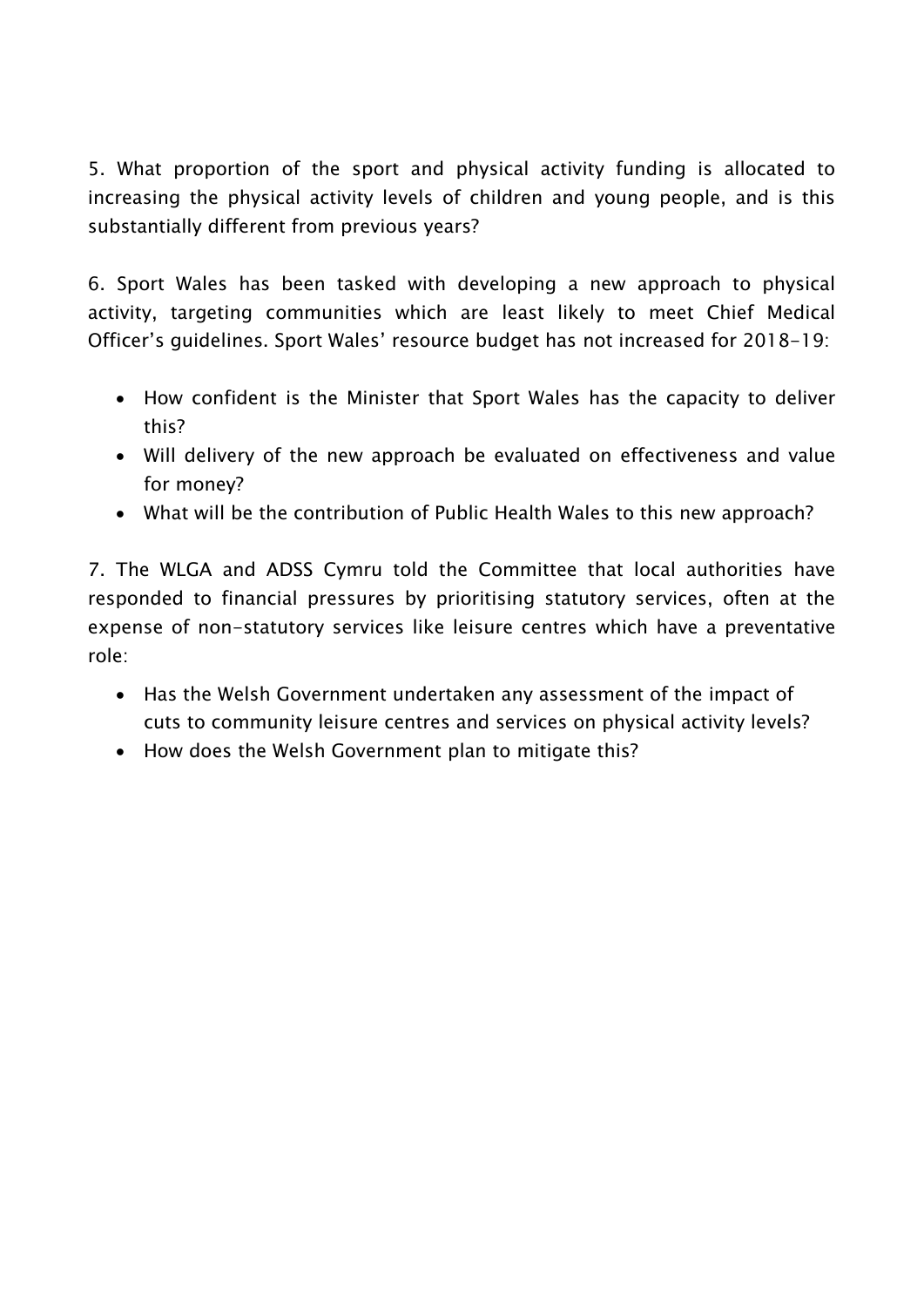5. What proportion of the sport and physical activity funding is allocated to increasing the physical activity levels of children and young people, and is this substantially different from previous years?

6. Sport Wales has been tasked with developing a new approach to physical activity, targeting communities which are least likely to meet Chief Medical Officer's guidelines. Sport Wales' resource budget has not increased for 2018-19:

- How confident is the Minister that Sport Wales has the capacity to deliver this?
- Will delivery of the new approach be evaluated on effectiveness and value for money?
- What will be the contribution of Public Health Wales to this new approach?

7. The WLGA and ADSS Cymru told the Committee that local authorities have responded to financial pressures by prioritising statutory services, often at the expense of non-statutory services like leisure centres which have a preventative role:

- Has the Welsh Government undertaken any assessment of the impact of cuts to community leisure centres and services on physical activity levels?
- How does the Welsh Government plan to mitigate this?